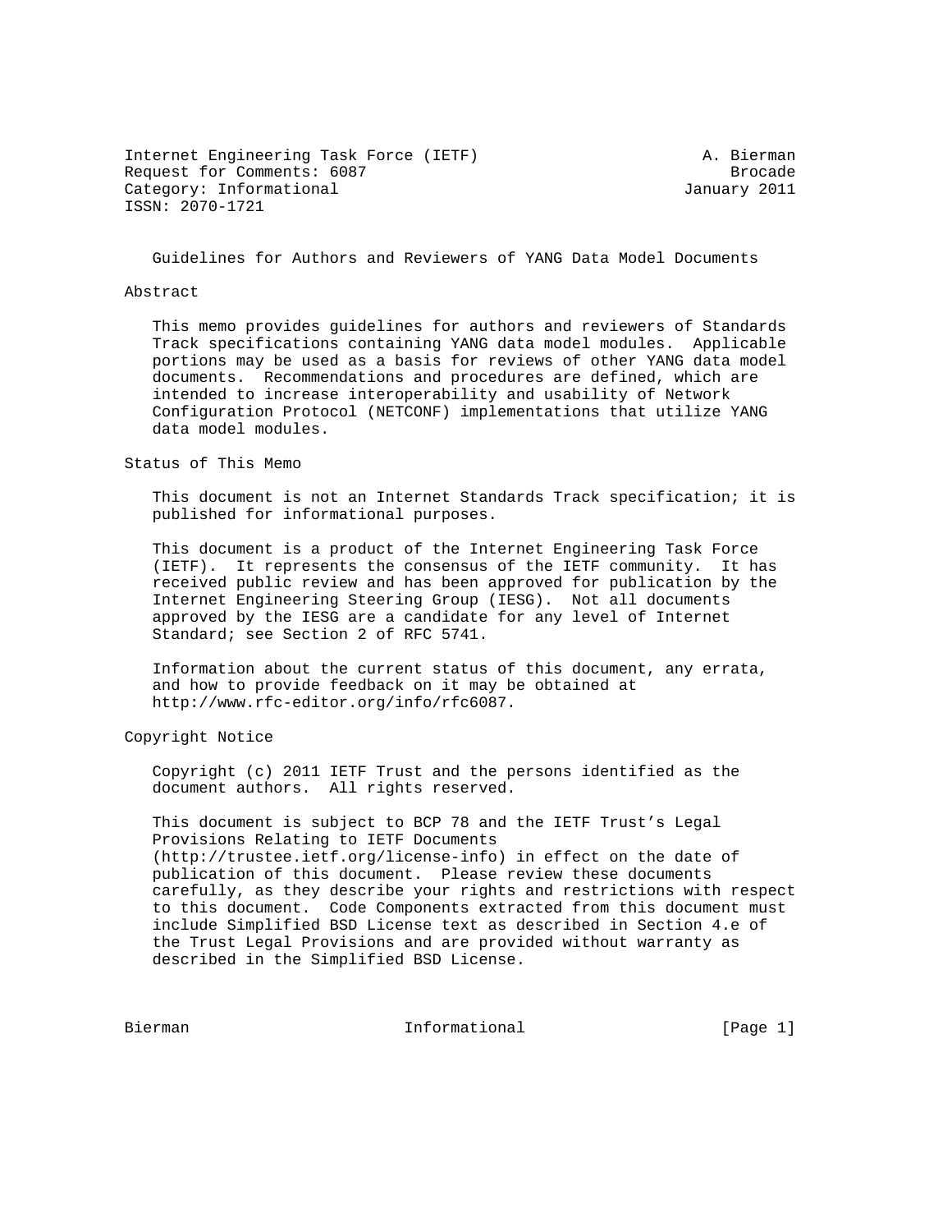Internet Engineering Task Force (IETF) A. Bierman
Request for Comments: 6087 Brocade
Category: Informational January 2011
ISSN: 2070-1721

# Guidelines for Authors and Reviewers of YANG Data Model Documents

## Abstract

This memo provides guidelines for authors and reviewers of Standards Track specifications containing YANG data model modules. Applicable portions may be used as a basis for reviews of other YANG data model documents. Recommendations and procedures are defined, which are intended to increase interoperability and usability of Network Configuration Protocol (NETCONF) implementations that utilize YANG data model modules.

## Status of This Memo

This document is not an Internet Standards Track specification; it is published for informational purposes.

This document is a product of the Internet Engineering Task Force (IETF). It represents the consensus of the IETF community. It has received public review and has been approved for publication by the Internet Engineering Steering Group (IESG). Not all documents approved by the IESG are a candidate for any level of Internet Standard; see Section 2 of RFC 5741.

Information about the current status of this document, any errata, and how to provide feedback on it may be obtained at http://www.rfc-editor.org/info/rfc6087.

## Copyright Notice

Copyright (c) 2011 IETF Trust and the persons identified as the document authors. All rights reserved.

This document is subject to BCP 78 and the IETF Trust's Legal Provisions Relating to IETF Documents (http://trustee.ietf.org/license-info) in effect on the date of publication of this document. Please review these documents carefully, as they describe your rights and restrictions with respect to this document. Code Components extracted from this document must include Simplified BSD License text as described in Section 4.e of the Trust Legal Provisions and are provided without warranty as described in the Simplified BSD License.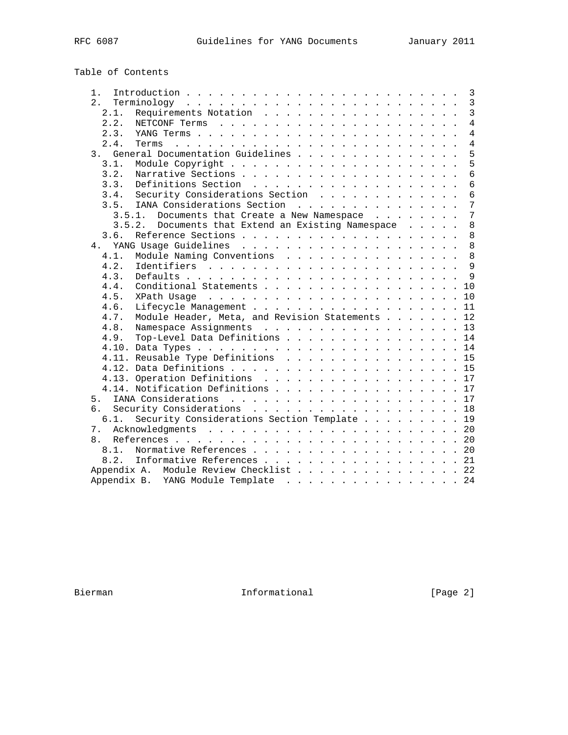Table of Contents

```
   1.  Introduction . . . . . . . . . . . . . . . . . . . . . . . .  3
   2.  Terminology  . . . . . . . . . . . . . . . . . . . . . . . .  3
     2.1.  Requirements Notation  . . . . . . . . . . . . . . . . .  3
     2.2.  NETCONF Terms  . . . . . . . . . . . . . . . . . . . . .  4
     2.3.  YANG Terms . . . . . . . . . . . . . . . . . . . . . . .  4
     2.4.  Terms  . . . . . . . . . . . . . . . . . . . . . . . . .  4
   3.  General Documentation Guidelines . . . . . . . . . . . . . .  5
     3.1.  Module Copyright . . . . . . . . . . . . . . . . . . . .  5
     3.2.  Narrative Sections . . . . . . . . . . . . . . . . . . .  6
     3.3.  Definitions Section  . . . . . . . . . . . . . . . . . .  6
     3.4.  Security Considerations Section  . . . . . . . . . . . .  6
     3.5.  IANA Considerations Section  . . . . . . . . . . . . . .  7
       3.5.1.  Documents that Create a New Namespace  . . . . . . .  7
       3.5.2.  Documents that Extend an Existing Namespace  . . . .  8
     3.6.  Reference Sections . . . . . . . . . . . . . . . . . . .  8
   4.  YANG Usage Guidelines  . . . . . . . . . . . . . . . . . . .  8
     4.1.  Module Naming Conventions  . . . . . . . . . . . . . . .  8
     4.2.  Identifiers  . . . . . . . . . . . . . . . . . . . . . .  9
     4.3.  Defaults . . . . . . . . . . . . . . . . . . . . . . . .  9
     4.4.  Conditional Statements . . . . . . . . . . . . . . . . . 10
     4.5.  XPath Usage  . . . . . . . . . . . . . . . . . . . . . . 10
     4.6.  Lifecycle Management . . . . . . . . . . . . . . . . . . 11
     4.7.  Module Header, Meta, and Revision Statements . . . . . . 12
     4.8.  Namespace Assignments  . . . . . . . . . . . . . . . . . 13
     4.9.  Top-Level Data Definitions . . . . . . . . . . . . . . . 14
     4.10. Data Types . . . . . . . . . . . . . . . . . . . . . . . 14
     4.11. Reusable Type Definitions  . . . . . . . . . . . . . . . 15
     4.12. Data Definitions . . . . . . . . . . . . . . . . . . . . 15
     4.13. Operation Definitions  . . . . . . . . . . . . . . . . . 17
     4.14. Notification Definitions . . . . . . . . . . . . . . . . 17
   5.  IANA Considerations  . . . . . . . . . . . . . . . . . . . . 17
   6.  Security Considerations  . . . . . . . . . . . . . . . . . . 18
     6.1.  Security Considerations Section Template . . . . . . . . 19
   7.  Acknowledgments  . . . . . . . . . . . . . . . . . . . . . . 20
   8.  References . . . . . . . . . . . . . . . . . . . . . . . . . 20
     8.1.  Normative References . . . . . . . . . . . . . . . . . . 20
     8.2.  Informative References . . . . . . . . . . . . . . . . . 21
   Appendix A.  Module Review Checklist . . . . . . . . . . . . . . 22
   Appendix B.  YANG Module Template  . . . . . . . . . . . . . . . 24
```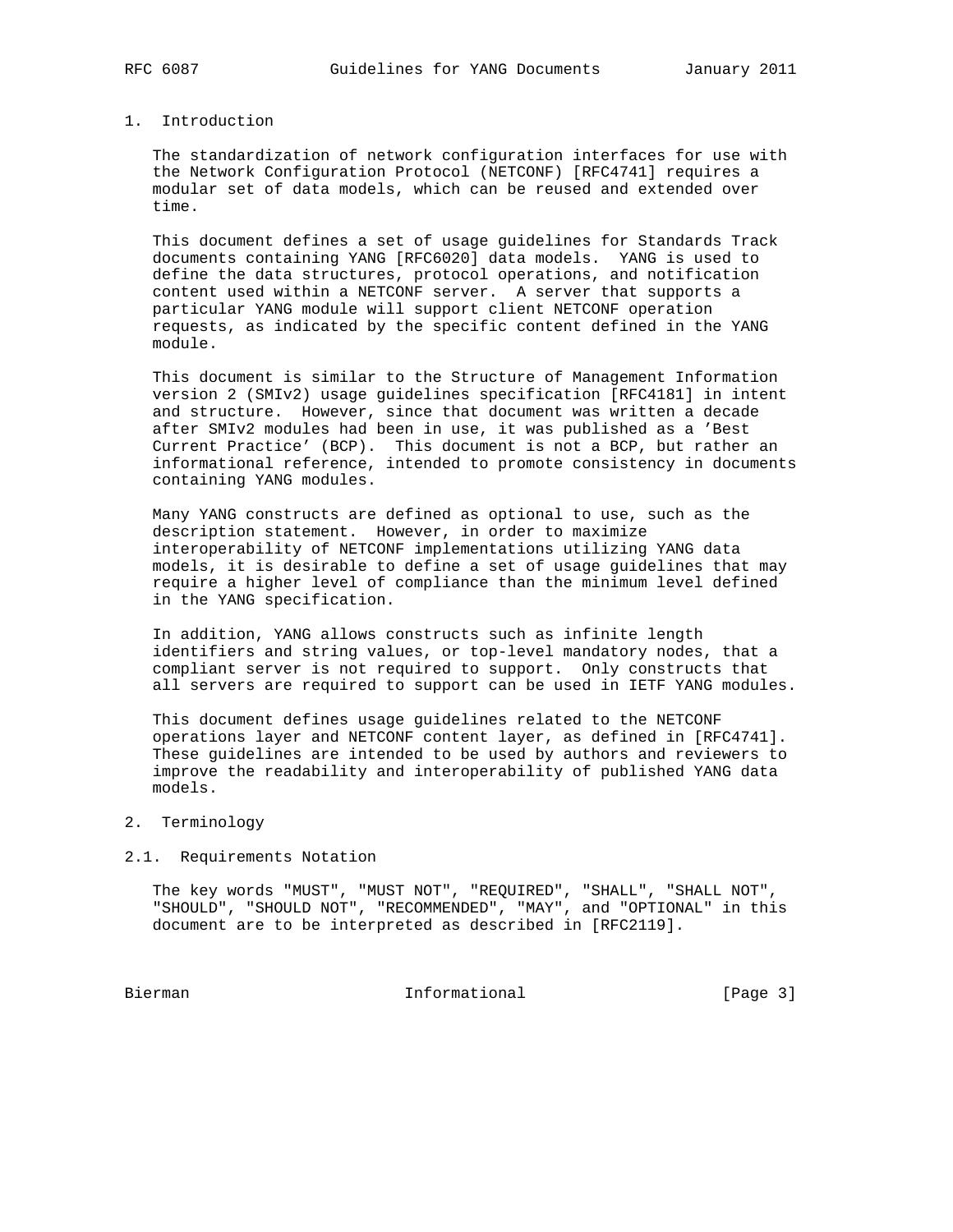# 1. Introduction

The standardization of network configuration interfaces for use with the Network Configuration Protocol (NETCONF) [RFC4741] requires a modular set of data models, which can be reused and extended over time.

This document defines a set of usage guidelines for Standards Track documents containing YANG [RFC6020] data models. YANG is used to define the data structures, protocol operations, and notification content used within a NETCONF server. A server that supports a particular YANG module will support client NETCONF operation requests, as indicated by the specific content defined in the YANG module.

This document is similar to the Structure of Management Information version 2 (SMIv2) usage guidelines specification [RFC4181] in intent and structure. However, since that document was written a decade after SMIv2 modules had been in use, it was published as a 'Best Current Practice' (BCP). This document is not a BCP, but rather an informational reference, intended to promote consistency in documents containing YANG modules.

Many YANG constructs are defined as optional to use, such as the description statement. However, in order to maximize interoperability of NETCONF implementations utilizing YANG data models, it is desirable to define a set of usage guidelines that may require a higher level of compliance than the minimum level defined in the YANG specification.

In addition, YANG allows constructs such as infinite length identifiers and string values, or top-level mandatory nodes, that a compliant server is not required to support. Only constructs that all servers are required to support can be used in IETF YANG modules.

This document defines usage guidelines related to the NETCONF operations layer and NETCONF content layer, as defined in [RFC4741]. These guidelines are intended to be used by authors and reviewers to improve the readability and interoperability of published YANG data models.

# 2. Terminology

## 2.1. Requirements Notation

The key words "MUST", "MUST NOT", "REQUIRED", "SHALL", "SHALL NOT", "SHOULD", "SHOULD NOT", "RECOMMENDED", "MAY", and "OPTIONAL" in this document are to be interpreted as described in [RFC2119].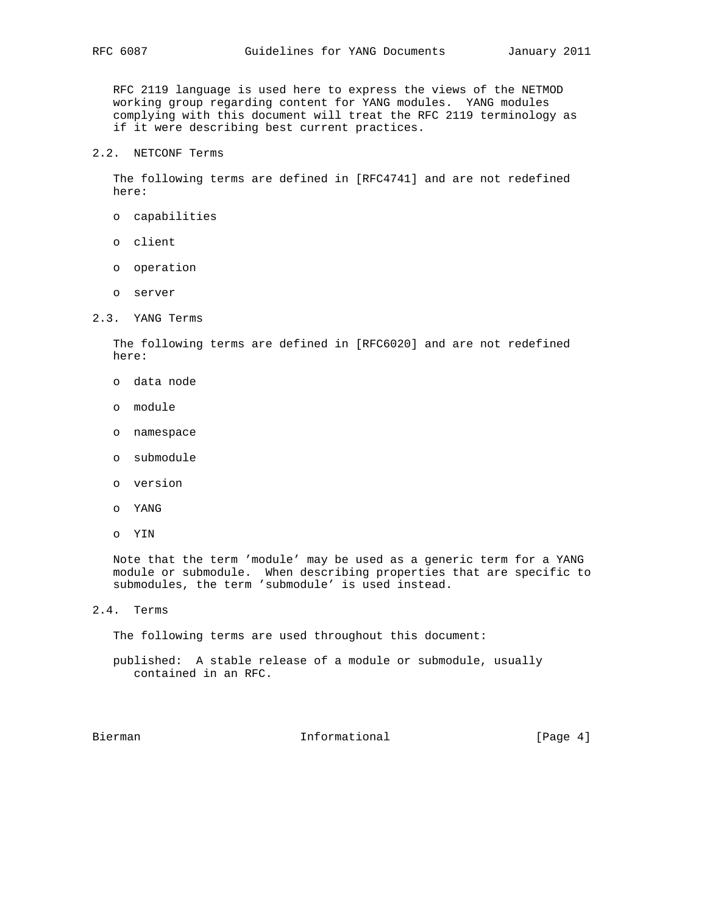RFC 2119 language is used here to express the views of the NETMOD working group regarding content for YANG modules. YANG modules complying with this document will treat the RFC 2119 terminology as if it were describing best current practices.

## 2.2. NETCONF Terms

The following terms are defined in [RFC4741] and are not redefined here:

- capabilities
- client
- operation
- server

## 2.3. YANG Terms

The following terms are defined in [RFC6020] and are not redefined here:

- data node
- module
- namespace
- submodule
- version
- YANG
- YIN

Note that the term 'module' may be used as a generic term for a YANG module or submodule. When describing properties that are specific to submodules, the term 'submodule' is used instead.

## 2.4. Terms

The following terms are used throughout this document:

published: A stable release of a module or submodule, usually contained in an RFC.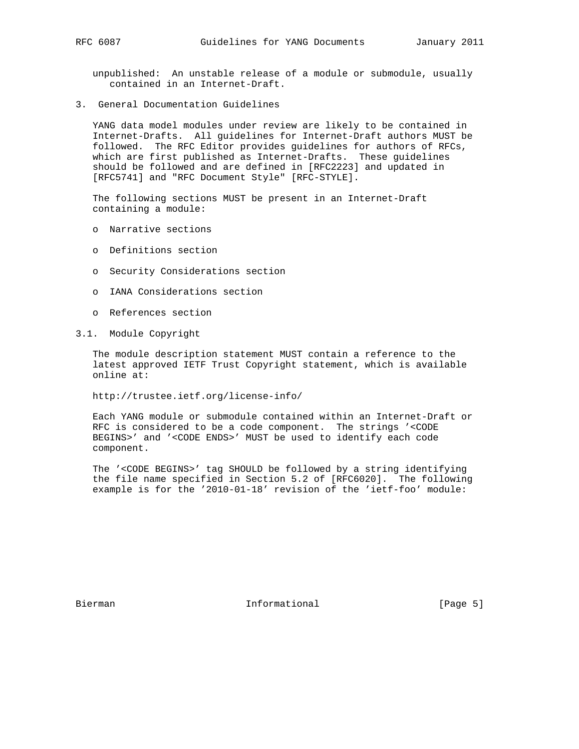unpublished: An unstable release of a module or submodule, usually contained in an Internet-Draft.

## 3. General Documentation Guidelines

YANG data model modules under review are likely to be contained in Internet-Drafts. All guidelines for Internet-Draft authors MUST be followed. The RFC Editor provides guidelines for authors of RFCs, which are first published as Internet-Drafts. These guidelines should be followed and are defined in [RFC2223] and updated in [RFC5741] and "RFC Document Style" [RFC-STYLE].

The following sections MUST be present in an Internet-Draft containing a module:

- Narrative sections
- Definitions section
- Security Considerations section
- IANA Considerations section
- References section

### 3.1. Module Copyright

The module description statement MUST contain a reference to the latest approved IETF Trust Copyright statement, which is available online at:

http://trustee.ietf.org/license-info/

Each YANG module or submodule contained within an Internet-Draft or RFC is considered to be a code component. The strings '<CODE BEGINS>' and '<CODE ENDS>' MUST be used to identify each code component.

The '<CODE BEGINS>' tag SHOULD be followed by a string identifying the file name specified in Section 5.2 of [RFC6020]. The following example is for the '2010-01-18' revision of the 'ietf-foo' module: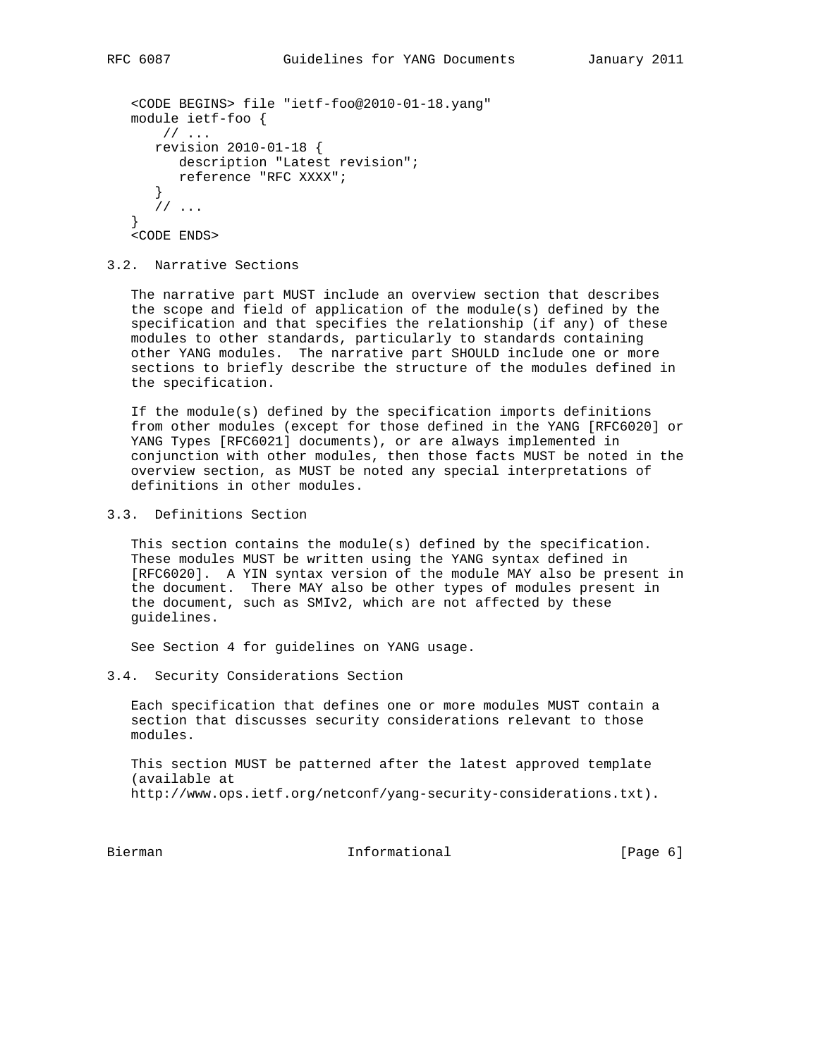```
<CODE BEGINS> file "ietf-foo@2010-01-18.yang"
module ietf-foo {
    // ...
   revision 2010-01-18 {
      description "Latest revision";
      reference "RFC XXXX";
   }
   // ...
}
<CODE ENDS>
```

### 3.2. Narrative Sections

The narrative part MUST include an overview section that describes the scope and field of application of the module(s) defined by the specification and that specifies the relationship (if any) of these modules to other standards, particularly to standards containing other YANG modules. The narrative part SHOULD include one or more sections to briefly describe the structure of the modules defined in the specification.

If the module(s) defined by the specification imports definitions from other modules (except for those defined in the YANG [RFC6020] or YANG Types [RFC6021] documents), or are always implemented in conjunction with other modules, then those facts MUST be noted in the overview section, as MUST be noted any special interpretations of definitions in other modules.

### 3.3. Definitions Section

This section contains the module(s) defined by the specification. These modules MUST be written using the YANG syntax defined in [RFC6020]. A YIN syntax version of the module MAY also be present in the document. There MAY also be other types of modules present in the document, such as SMIv2, which are not affected by these guidelines.

See Section 4 for guidelines on YANG usage.

### 3.4. Security Considerations Section

Each specification that defines one or more modules MUST contain a section that discusses security considerations relevant to those modules.

This section MUST be patterned after the latest approved template (available at http://www.ops.ietf.org/netconf/yang-security-considerations.txt).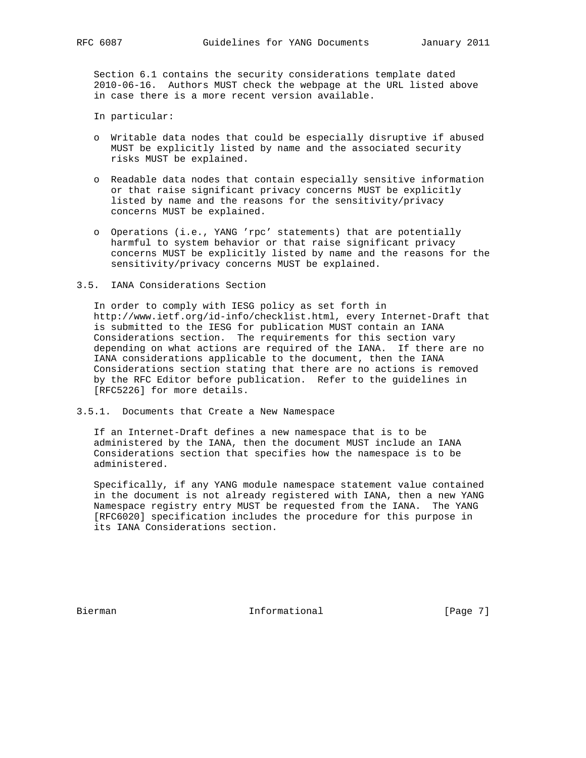Section 6.1 contains the security considerations template dated 2010-06-16. Authors MUST check the webpage at the URL listed above in case there is a more recent version available.

In particular:

- Writable data nodes that could be especially disruptive if abused MUST be explicitly listed by name and the associated security risks MUST be explained.
- Readable data nodes that contain especially sensitive information or that raise significant privacy concerns MUST be explicitly listed by name and the reasons for the sensitivity/privacy concerns MUST be explained.
- Operations (i.e., YANG 'rpc' statements) that are potentially harmful to system behavior or that raise significant privacy concerns MUST be explicitly listed by name and the reasons for the sensitivity/privacy concerns MUST be explained.

### 3.5. IANA Considerations Section

In order to comply with IESG policy as set forth in http://www.ietf.org/id-info/checklist.html, every Internet-Draft that is submitted to the IESG for publication MUST contain an IANA Considerations section. The requirements for this section vary depending on what actions are required of the IANA. If there are no IANA considerations applicable to the document, then the IANA Considerations section stating that there are no actions is removed by the RFC Editor before publication. Refer to the guidelines in [RFC5226] for more details.

#### 3.5.1. Documents that Create a New Namespace

If an Internet-Draft defines a new namespace that is to be administered by the IANA, then the document MUST include an IANA Considerations section that specifies how the namespace is to be administered.

Specifically, if any YANG module namespace statement value contained in the document is not already registered with IANA, then a new YANG Namespace registry entry MUST be requested from the IANA. The YANG [RFC6020] specification includes the procedure for this purpose in its IANA Considerations section.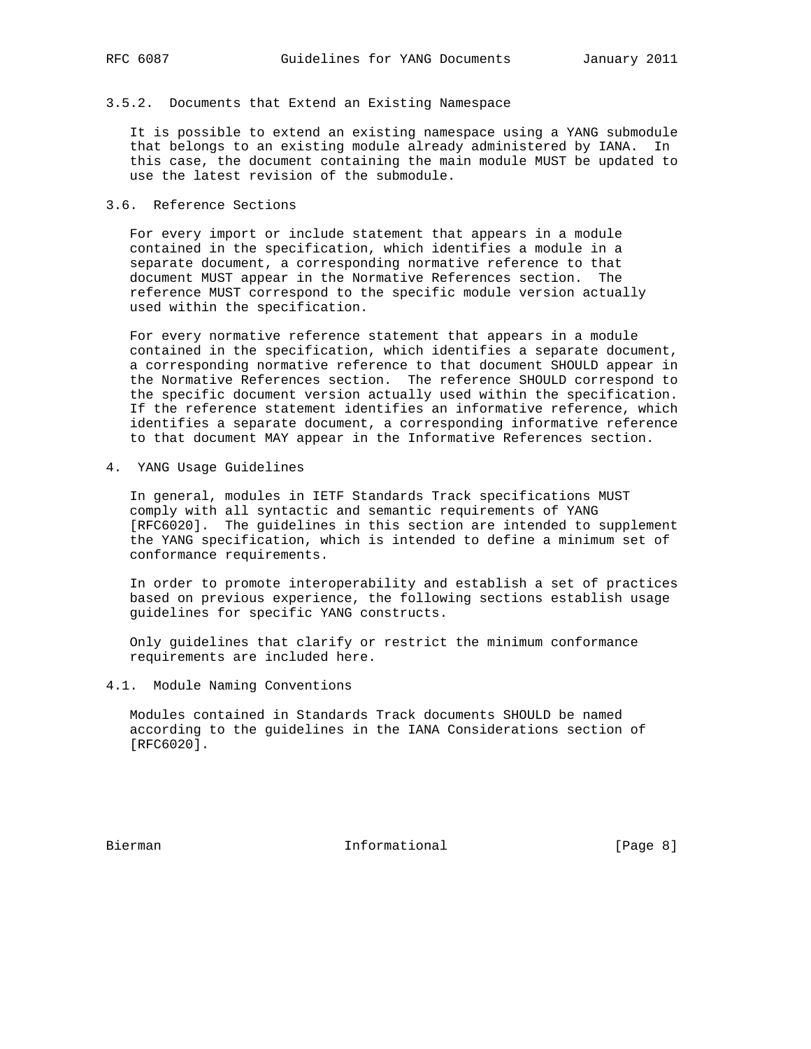### 3.5.2. Documents that Extend an Existing Namespace

It is possible to extend an existing namespace using a YANG submodule that belongs to an existing module already administered by IANA. In this case, the document containing the main module MUST be updated to use the latest revision of the submodule.

## 3.6. Reference Sections

For every import or include statement that appears in a module contained in the specification, which identifies a module in a separate document, a corresponding normative reference to that document MUST appear in the Normative References section. The reference MUST correspond to the specific module version actually used within the specification.

For every normative reference statement that appears in a module contained in the specification, which identifies a separate document, a corresponding normative reference to that document SHOULD appear in the Normative References section. The reference SHOULD correspond to the specific document version actually used within the specification. If the reference statement identifies an informative reference, which identifies a separate document, a corresponding informative reference to that document MAY appear in the Informative References section.

# 4. YANG Usage Guidelines

In general, modules in IETF Standards Track specifications MUST comply with all syntactic and semantic requirements of YANG [RFC6020]. The guidelines in this section are intended to supplement the YANG specification, which is intended to define a minimum set of conformance requirements.

In order to promote interoperability and establish a set of practices based on previous experience, the following sections establish usage guidelines for specific YANG constructs.

Only guidelines that clarify or restrict the minimum conformance requirements are included here.

## 4.1. Module Naming Conventions

Modules contained in Standards Track documents SHOULD be named according to the guidelines in the IANA Considerations section of [RFC6020].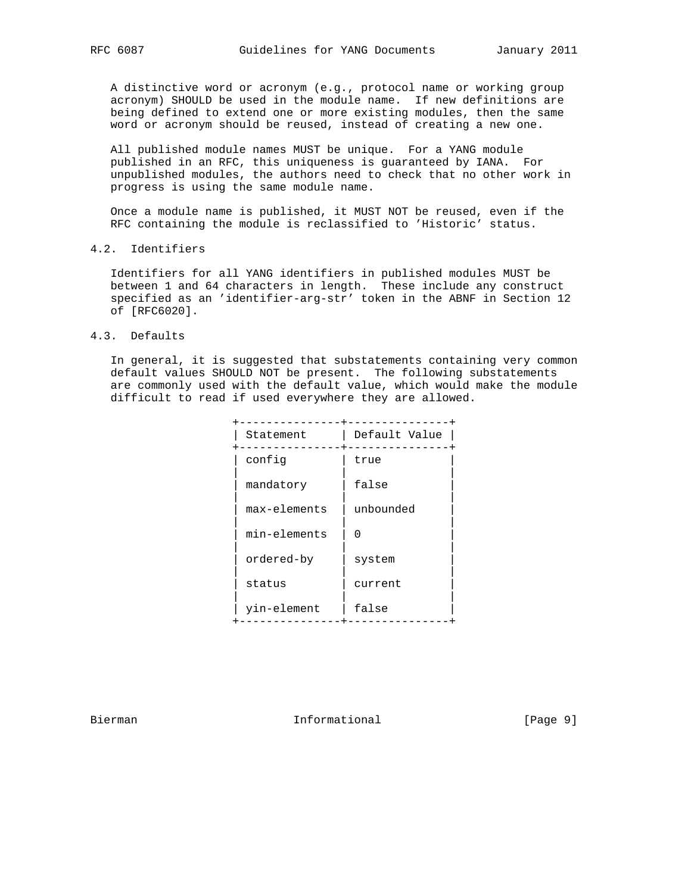A distinctive word or acronym (e.g., protocol name or working group acronym) SHOULD be used in the module name. If new definitions are being defined to extend one or more existing modules, then the same word or acronym should be reused, instead of creating a new one.

All published module names MUST be unique. For a YANG module published in an RFC, this uniqueness is guaranteed by IANA. For unpublished modules, the authors need to check that no other work in progress is using the same module name.

Once a module name is published, it MUST NOT be reused, even if the RFC containing the module is reclassified to 'Historic' status.

### 4.2. Identifiers

Identifiers for all YANG identifiers in published modules MUST be between 1 and 64 characters in length. These include any construct specified as an 'identifier-arg-str' token in the ABNF in Section 12 of [RFC6020].

### 4.3. Defaults

In general, it is suggested that substatements containing very common default values SHOULD NOT be present. The following substatements are commonly used with the default value, which would make the module difficult to read if used everywhere they are allowed.

| Statement | Default Value |
|---|---|
| config | true |
| mandatory | false |
| max-elements | unbounded |
| min-elements | 0 |
| ordered-by | system |
| status | current |
| yin-element | false |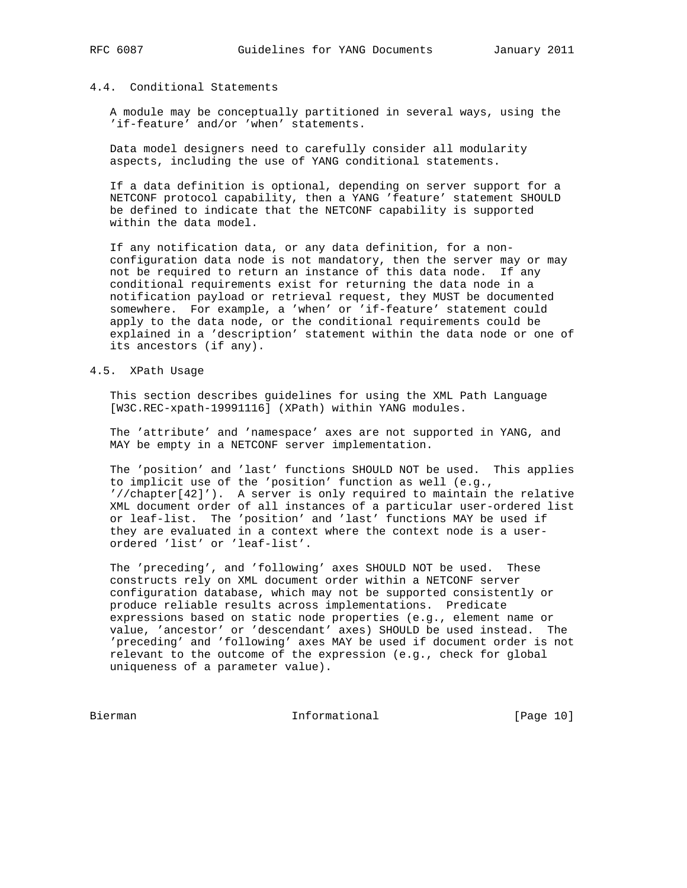### 4.4. Conditional Statements

A module may be conceptually partitioned in several ways, using the 'if-feature' and/or 'when' statements.

Data model designers need to carefully consider all modularity aspects, including the use of YANG conditional statements.

If a data definition is optional, depending on server support for a NETCONF protocol capability, then a YANG 'feature' statement SHOULD be defined to indicate that the NETCONF capability is supported within the data model.

If any notification data, or any data definition, for a non-configuration data node is not mandatory, then the server may or may not be required to return an instance of this data node. If any conditional requirements exist for returning the data node in a notification payload or retrieval request, they MUST be documented somewhere. For example, a 'when' or 'if-feature' statement could apply to the data node, or the conditional requirements could be explained in a 'description' statement within the data node or one of its ancestors (if any).

### 4.5. XPath Usage

This section describes guidelines for using the XML Path Language [W3C.REC-xpath-19991116] (XPath) within YANG modules.

The 'attribute' and 'namespace' axes are not supported in YANG, and MAY be empty in a NETCONF server implementation.

The 'position' and 'last' functions SHOULD NOT be used. This applies to implicit use of the 'position' function as well (e.g., '//chapter[42]'). A server is only required to maintain the relative XML document order of all instances of a particular user-ordered list or leaf-list. The 'position' and 'last' functions MAY be used if they are evaluated in a context where the context node is a user-ordered 'list' or 'leaf-list'.

The 'preceding', and 'following' axes SHOULD NOT be used. These constructs rely on XML document order within a NETCONF server configuration database, which may not be supported consistently or produce reliable results across implementations. Predicate expressions based on static node properties (e.g., element name or value, 'ancestor' or 'descendant' axes) SHOULD be used instead. The 'preceding' and 'following' axes MAY be used if document order is not relevant to the outcome of the expression (e.g., check for global uniqueness of a parameter value).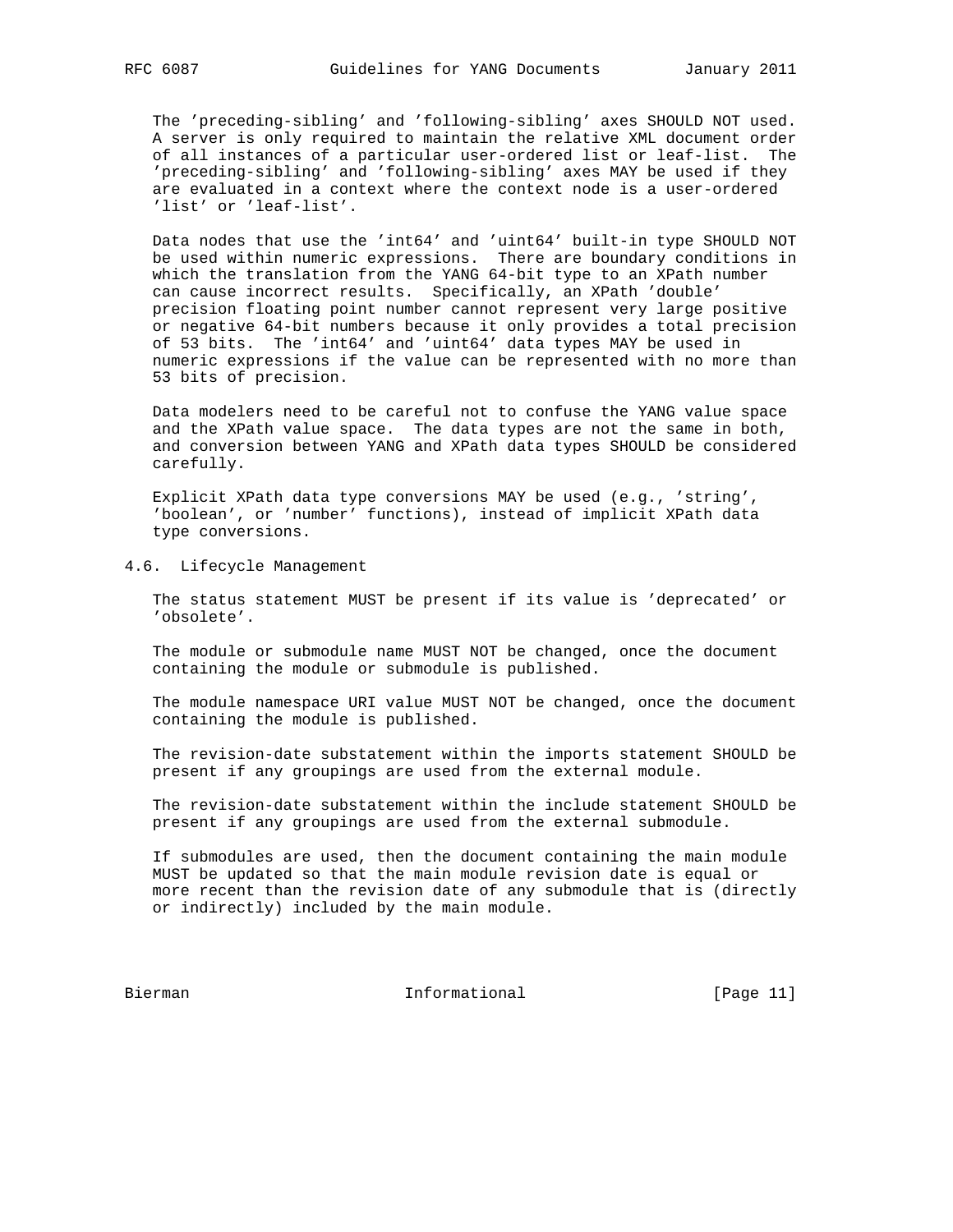The 'preceding-sibling' and 'following-sibling' axes SHOULD NOT used. A server is only required to maintain the relative XML document order of all instances of a particular user-ordered list or leaf-list. The 'preceding-sibling' and 'following-sibling' axes MAY be used if they are evaluated in a context where the context node is a user-ordered 'list' or 'leaf-list'.

Data nodes that use the 'int64' and 'uint64' built-in type SHOULD NOT be used within numeric expressions. There are boundary conditions in which the translation from the YANG 64-bit type to an XPath number can cause incorrect results. Specifically, an XPath 'double' precision floating point number cannot represent very large positive or negative 64-bit numbers because it only provides a total precision of 53 bits. The 'int64' and 'uint64' data types MAY be used in numeric expressions if the value can be represented with no more than 53 bits of precision.

Data modelers need to be careful not to confuse the YANG value space and the XPath value space. The data types are not the same in both, and conversion between YANG and XPath data types SHOULD be considered carefully.

Explicit XPath data type conversions MAY be used (e.g., 'string', 'boolean', or 'number' functions), instead of implicit XPath data type conversions.

## 4.6. Lifecycle Management

The status statement MUST be present if its value is 'deprecated' or 'obsolete'.

The module or submodule name MUST NOT be changed, once the document containing the module or submodule is published.

The module namespace URI value MUST NOT be changed, once the document containing the module is published.

The revision-date substatement within the imports statement SHOULD be present if any groupings are used from the external module.

The revision-date substatement within the include statement SHOULD be present if any groupings are used from the external submodule.

If submodules are used, then the document containing the main module MUST be updated so that the main module revision date is equal or more recent than the revision date of any submodule that is (directly or indirectly) included by the main module.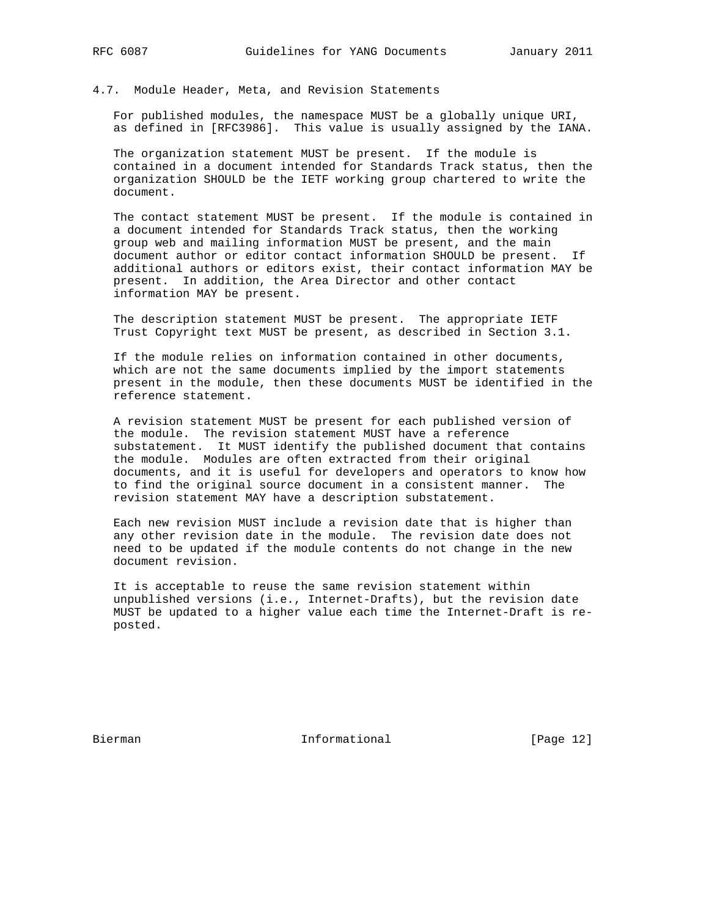### 4.7. Module Header, Meta, and Revision Statements

For published modules, the namespace MUST be a globally unique URI, as defined in [RFC3986]. This value is usually assigned by the IANA.

The organization statement MUST be present. If the module is contained in a document intended for Standards Track status, then the organization SHOULD be the IETF working group chartered to write the document.

The contact statement MUST be present. If the module is contained in a document intended for Standards Track status, then the working group web and mailing information MUST be present, and the main document author or editor contact information SHOULD be present. If additional authors or editors exist, their contact information MAY be present. In addition, the Area Director and other contact information MAY be present.

The description statement MUST be present. The appropriate IETF Trust Copyright text MUST be present, as described in Section 3.1.

If the module relies on information contained in other documents, which are not the same documents implied by the import statements present in the module, then these documents MUST be identified in the reference statement.

A revision statement MUST be present for each published version of the module. The revision statement MUST have a reference substatement. It MUST identify the published document that contains the module. Modules are often extracted from their original documents, and it is useful for developers and operators to know how to find the original source document in a consistent manner. The revision statement MAY have a description substatement.

Each new revision MUST include a revision date that is higher than any other revision date in the module. The revision date does not need to be updated if the module contents do not change in the new document revision.

It is acceptable to reuse the same revision statement within unpublished versions (i.e., Internet-Drafts), but the revision date MUST be updated to a higher value each time the Internet-Draft is re-posted.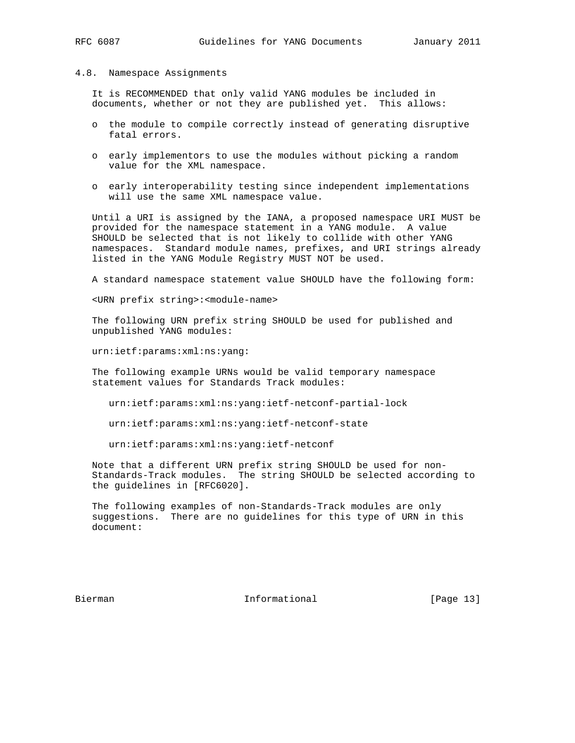### 4.8. Namespace Assignments

It is RECOMMENDED that only valid YANG modules be included in documents, whether or not they are published yet. This allows:

- the module to compile correctly instead of generating disruptive fatal errors.
- early implementors to use the modules without picking a random value for the XML namespace.
- early interoperability testing since independent implementations will use the same XML namespace value.

Until a URI is assigned by the IANA, a proposed namespace URI MUST be provided for the namespace statement in a YANG module. A value SHOULD be selected that is not likely to collide with other YANG namespaces. Standard module names, prefixes, and URI strings already listed in the YANG Module Registry MUST NOT be used.

A standard namespace statement value SHOULD have the following form:

```
<URN prefix string>:<module-name>
```

The following URN prefix string SHOULD be used for published and unpublished YANG modules:

```
urn:ietf:params:xml:ns:yang:
```

The following example URNs would be valid temporary namespace statement values for Standards Track modules:

```
urn:ietf:params:xml:ns:yang:ietf-netconf-partial-lock

urn:ietf:params:xml:ns:yang:ietf-netconf-state

urn:ietf:params:xml:ns:yang:ietf-netconf
```

Note that a different URN prefix string SHOULD be used for non-Standards-Track modules. The string SHOULD be selected according to the guidelines in [RFC6020].

The following examples of non-Standards-Track modules are only suggestions. There are no guidelines for this type of URN in this document: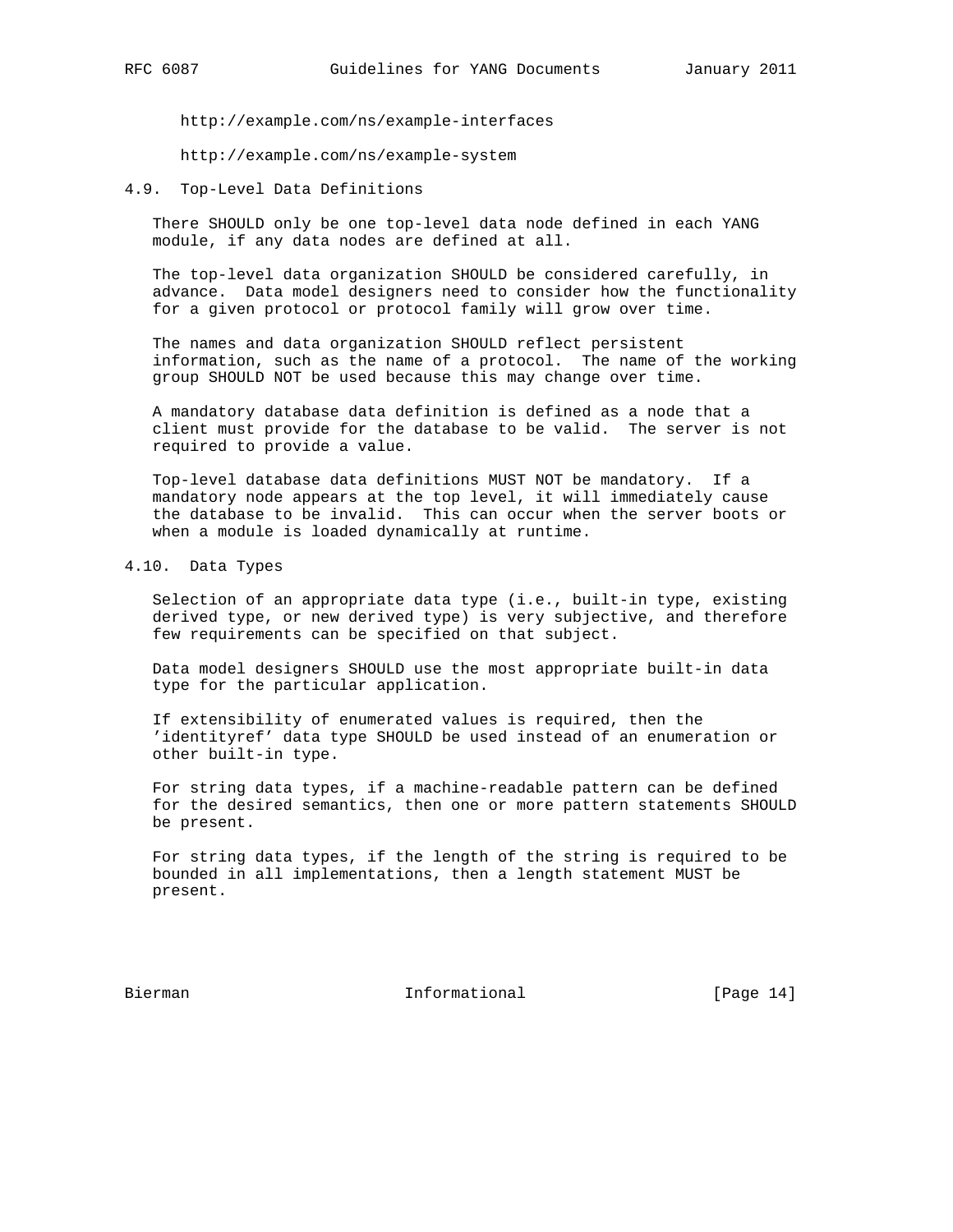http://example.com/ns/example-interfaces

http://example.com/ns/example-system

### 4.9. Top-Level Data Definitions

There SHOULD only be one top-level data node defined in each YANG module, if any data nodes are defined at all.

The top-level data organization SHOULD be considered carefully, in advance. Data model designers need to consider how the functionality for a given protocol or protocol family will grow over time.

The names and data organization SHOULD reflect persistent information, such as the name of a protocol. The name of the working group SHOULD NOT be used because this may change over time.

A mandatory database data definition is defined as a node that a client must provide for the database to be valid. The server is not required to provide a value.

Top-level database data definitions MUST NOT be mandatory. If a mandatory node appears at the top level, it will immediately cause the database to be invalid. This can occur when the server boots or when a module is loaded dynamically at runtime.

### 4.10. Data Types

Selection of an appropriate data type (i.e., built-in type, existing derived type, or new derived type) is very subjective, and therefore few requirements can be specified on that subject.

Data model designers SHOULD use the most appropriate built-in data type for the particular application.

If extensibility of enumerated values is required, then the 'identityref' data type SHOULD be used instead of an enumeration or other built-in type.

For string data types, if a machine-readable pattern can be defined for the desired semantics, then one or more pattern statements SHOULD be present.

For string data types, if the length of the string is required to be bounded in all implementations, then a length statement MUST be present.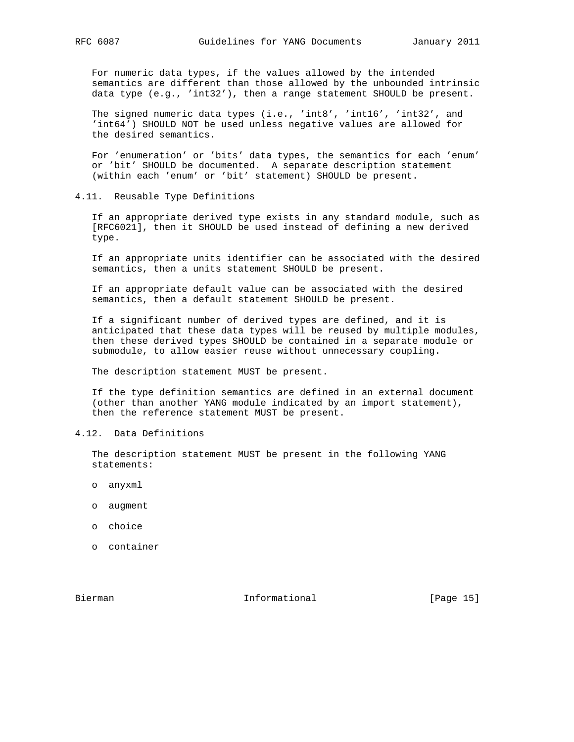For numeric data types, if the values allowed by the intended semantics are different than those allowed by the unbounded intrinsic data type (e.g., 'int32'), then a range statement SHOULD be present.

The signed numeric data types (i.e., 'int8', 'int16', 'int32', and 'int64') SHOULD NOT be used unless negative values are allowed for the desired semantics.

For 'enumeration' or 'bits' data types, the semantics for each 'enum' or 'bit' SHOULD be documented. A separate description statement (within each 'enum' or 'bit' statement) SHOULD be present.

## 4.11. Reusable Type Definitions

If an appropriate derived type exists in any standard module, such as [RFC6021], then it SHOULD be used instead of defining a new derived type.

If an appropriate units identifier can be associated with the desired semantics, then a units statement SHOULD be present.

If an appropriate default value can be associated with the desired semantics, then a default statement SHOULD be present.

If a significant number of derived types are defined, and it is anticipated that these data types will be reused by multiple modules, then these derived types SHOULD be contained in a separate module or submodule, to allow easier reuse without unnecessary coupling.

The description statement MUST be present.

If the type definition semantics are defined in an external document (other than another YANG module indicated by an import statement), then the reference statement MUST be present.

## 4.12. Data Definitions

The description statement MUST be present in the following YANG statements:

- anyxml
- augment
- choice
- container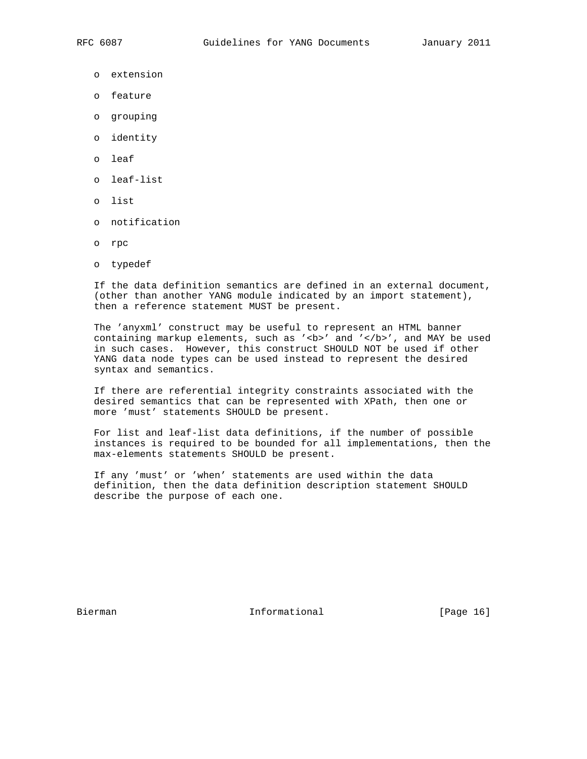- extension
- feature
- grouping
- identity
- leaf
- leaf-list
- list
- notification
- rpc
- typedef

If the data definition semantics are defined in an external document, (other than another YANG module indicated by an import statement), then a reference statement MUST be present.

The 'anyxml' construct may be useful to represent an HTML banner containing markup elements, such as '<b>' and '</b>', and MAY be used in such cases. However, this construct SHOULD NOT be used if other YANG data node types can be used instead to represent the desired syntax and semantics.

If there are referential integrity constraints associated with the desired semantics that can be represented with XPath, then one or more 'must' statements SHOULD be present.

For list and leaf-list data definitions, if the number of possible instances is required to be bounded for all implementations, then the max-elements statements SHOULD be present.

If any 'must' or 'when' statements are used within the data definition, then the data definition description statement SHOULD describe the purpose of each one.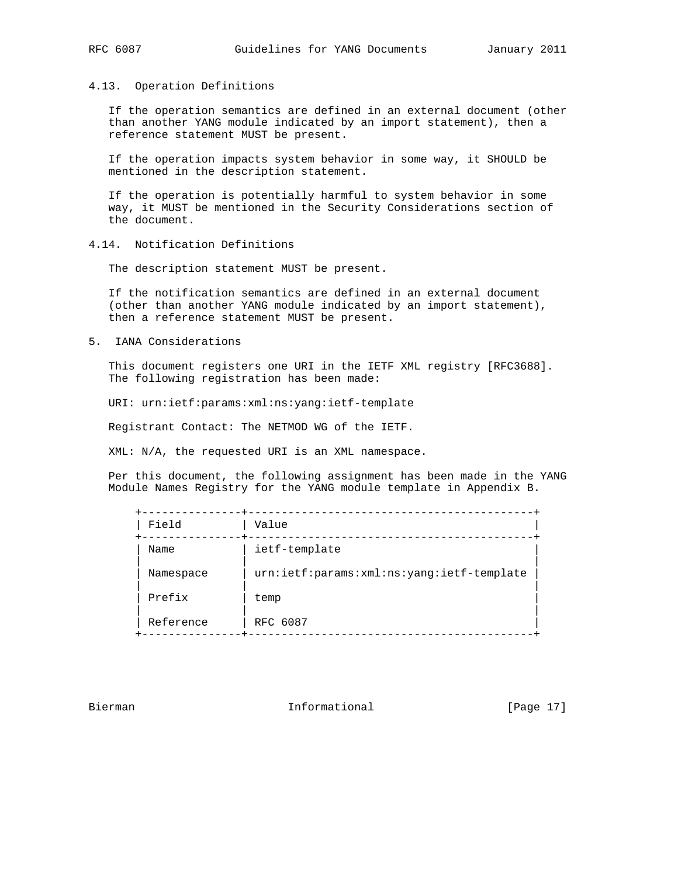### 4.13. Operation Definitions

If the operation semantics are defined in an external document (other than another YANG module indicated by an import statement), then a reference statement MUST be present.

If the operation impacts system behavior in some way, it SHOULD be mentioned in the description statement.

If the operation is potentially harmful to system behavior in some way, it MUST be mentioned in the Security Considerations section of the document.

### 4.14. Notification Definitions

The description statement MUST be present.

If the notification semantics are defined in an external document (other than another YANG module indicated by an import statement), then a reference statement MUST be present.

## 5. IANA Considerations

This document registers one URI in the IETF XML registry [RFC3688]. The following registration has been made:

URI: urn:ietf:params:xml:ns:yang:ietf-template

Registrant Contact: The NETMOD WG of the IETF.

XML: N/A, the requested URI is an XML namespace.

Per this document, the following assignment has been made in the YANG Module Names Registry for the YANG module template in Appendix B.

| Field | Value |
|---|---|
| Name | ietf-template |
| Namespace | urn:ietf:params:xml:ns:yang:ietf-template |
| Prefix | temp |
| Reference | RFC 6087 |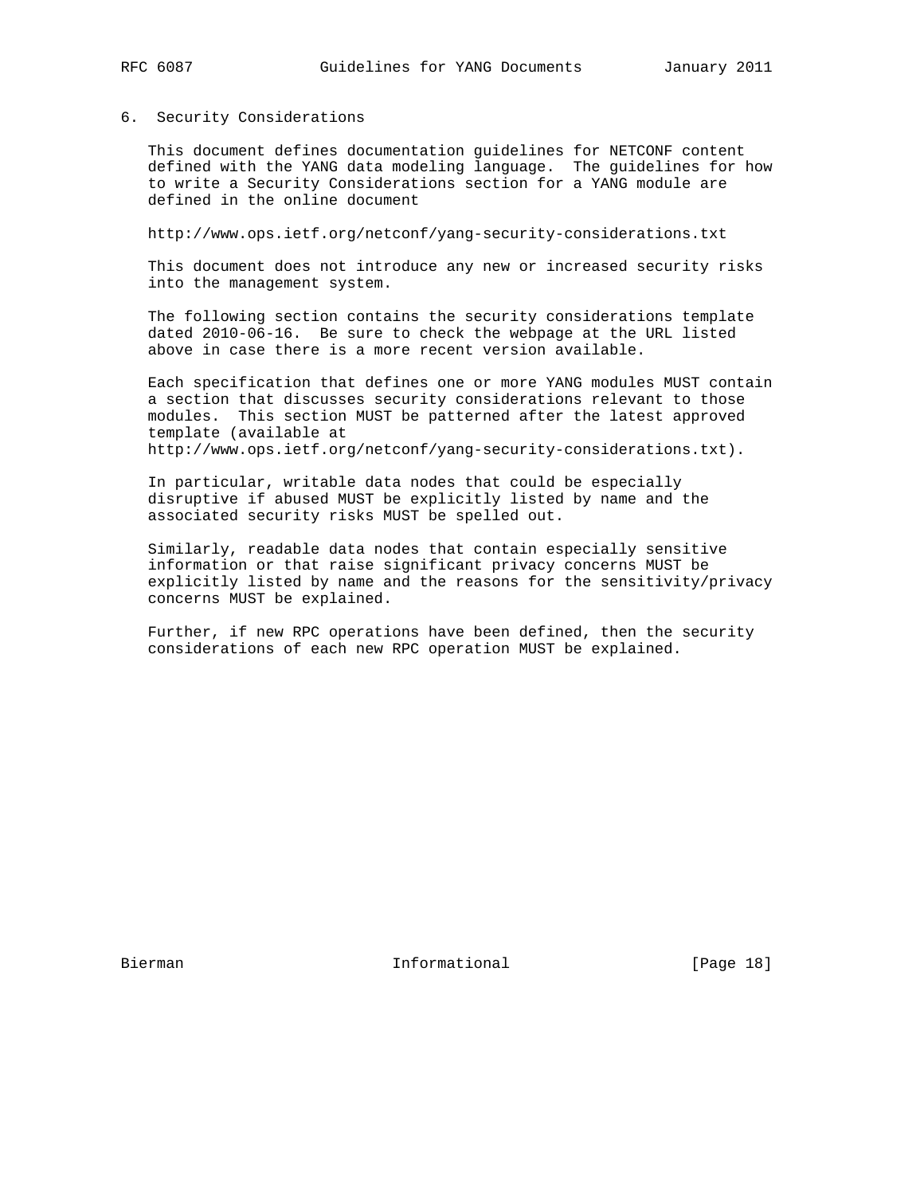## 6. Security Considerations

This document defines documentation guidelines for NETCONF content defined with the YANG data modeling language. The guidelines for how to write a Security Considerations section for a YANG module are defined in the online document

http://www.ops.ietf.org/netconf/yang-security-considerations.txt

This document does not introduce any new or increased security risks into the management system.

The following section contains the security considerations template dated 2010-06-16. Be sure to check the webpage at the URL listed above in case there is a more recent version available.

Each specification that defines one or more YANG modules MUST contain a section that discusses security considerations relevant to those modules. This section MUST be patterned after the latest approved template (available at http://www.ops.ietf.org/netconf/yang-security-considerations.txt).

In particular, writable data nodes that could be especially disruptive if abused MUST be explicitly listed by name and the associated security risks MUST be spelled out.

Similarly, readable data nodes that contain especially sensitive information or that raise significant privacy concerns MUST be explicitly listed by name and the reasons for the sensitivity/privacy concerns MUST be explained.

Further, if new RPC operations have been defined, then the security considerations of each new RPC operation MUST be explained.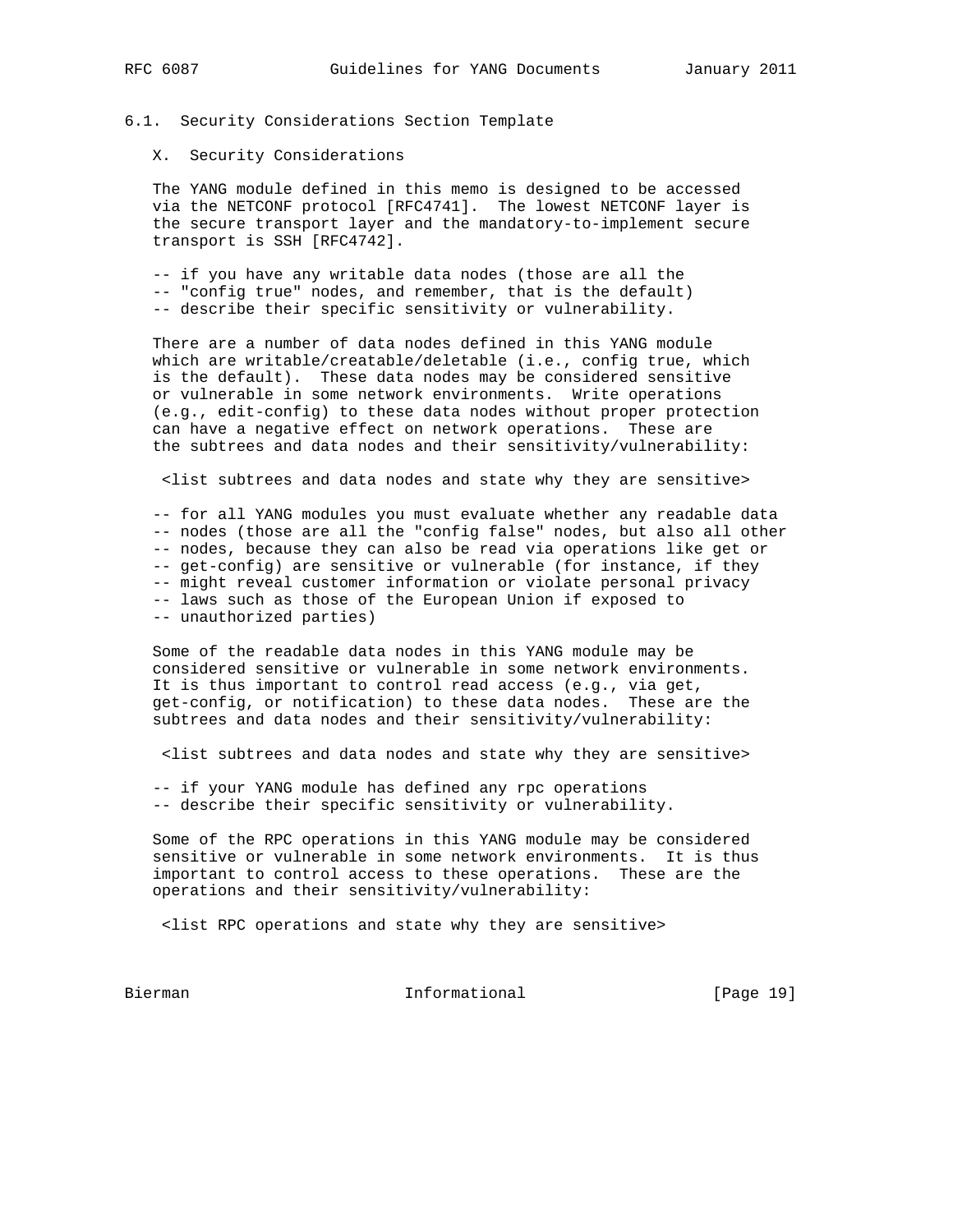### 6.1. Security Considerations Section Template

X. Security Considerations

The YANG module defined in this memo is designed to be accessed via the NETCONF protocol [RFC4741]. The lowest NETCONF layer is the secure transport layer and the mandatory-to-implement secure transport is SSH [RFC4742].

```
-- if you have any writable data nodes (those are all the
-- "config true" nodes, and remember, that is the default)
-- describe their specific sensitivity or vulnerability.
```

There are a number of data nodes defined in this YANG module which are writable/creatable/deletable (i.e., config true, which is the default). These data nodes may be considered sensitive or vulnerable in some network environments. Write operations (e.g., edit-config) to these data nodes without proper protection can have a negative effect on network operations. These are the subtrees and data nodes and their sensitivity/vulnerability:

<list subtrees and data nodes and state why they are sensitive>

```
-- for all YANG modules you must evaluate whether any readable data
-- nodes (those are all the "config false" nodes, but also all other
-- nodes, because they can also be read via operations like get or
-- get-config) are sensitive or vulnerable (for instance, if they
-- might reveal customer information or violate personal privacy
-- laws such as those of the European Union if exposed to
-- unauthorized parties)
```

Some of the readable data nodes in this YANG module may be considered sensitive or vulnerable in some network environments. It is thus important to control read access (e.g., via get, get-config, or notification) to these data nodes. These are the subtrees and data nodes and their sensitivity/vulnerability:

<list subtrees and data nodes and state why they are sensitive>

```
-- if your YANG module has defined any rpc operations
-- describe their specific sensitivity or vulnerability.
```

Some of the RPC operations in this YANG module may be considered sensitive or vulnerable in some network environments. It is thus important to control access to these operations. These are the operations and their sensitivity/vulnerability:

<list RPC operations and state why they are sensitive>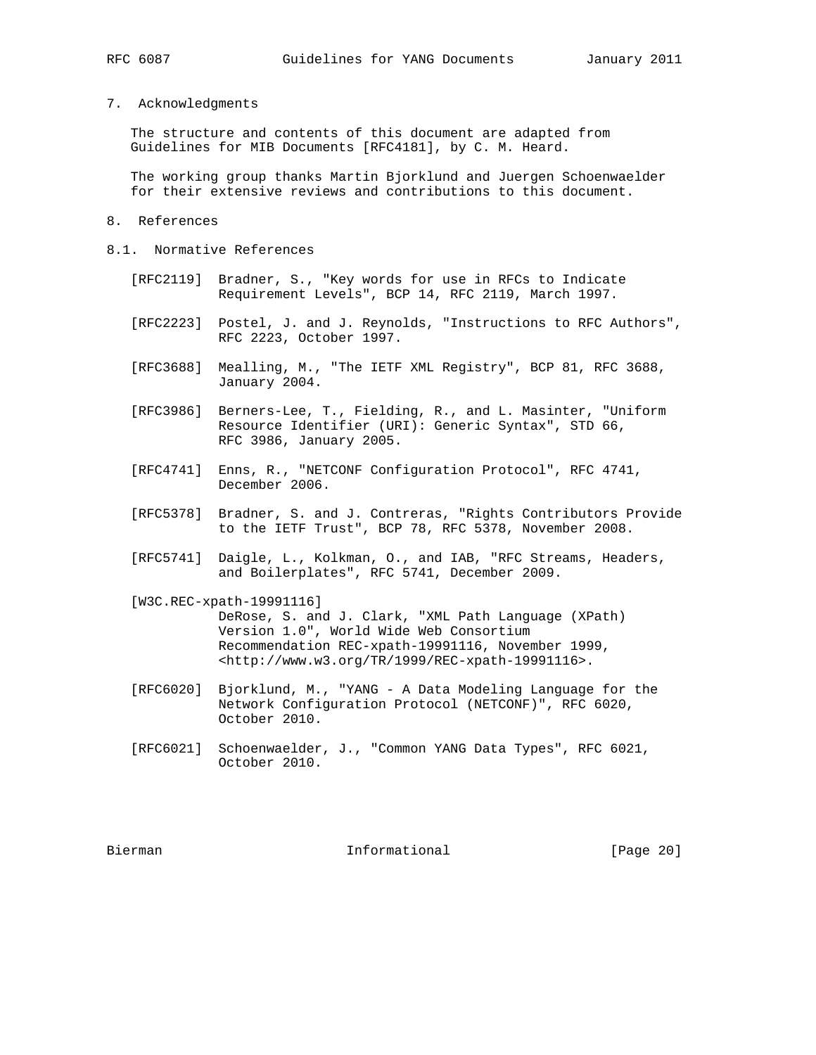## 7. Acknowledgments

The structure and contents of this document are adapted from Guidelines for MIB Documents [RFC4181], by C. M. Heard.

The working group thanks Martin Bjorklund and Juergen Schoenwaelder for their extensive reviews and contributions to this document.

## 8. References

### 8.1. Normative References

[RFC2119] Bradner, S., "Key words for use in RFCs to Indicate Requirement Levels", BCP 14, RFC 2119, March 1997.

[RFC2223] Postel, J. and J. Reynolds, "Instructions to RFC Authors", RFC 2223, October 1997.

[RFC3688] Mealling, M., "The IETF XML Registry", BCP 81, RFC 3688, January 2004.

[RFC3986] Berners-Lee, T., Fielding, R., and L. Masinter, "Uniform Resource Identifier (URI): Generic Syntax", STD 66, RFC 3986, January 2005.

[RFC4741] Enns, R., "NETCONF Configuration Protocol", RFC 4741, December 2006.

[RFC5378] Bradner, S. and J. Contreras, "Rights Contributors Provide to the IETF Trust", BCP 78, RFC 5378, November 2008.

[RFC5741] Daigle, L., Kolkman, O., and IAB, "RFC Streams, Headers, and Boilerplates", RFC 5741, December 2009.

[W3C.REC-xpath-19991116] DeRose, S. and J. Clark, "XML Path Language (XPath) Version 1.0", World Wide Web Consortium Recommendation REC-xpath-19991116, November 1999, <http://www.w3.org/TR/1999/REC-xpath-19991116>.

[RFC6020] Bjorklund, M., "YANG - A Data Modeling Language for the Network Configuration Protocol (NETCONF)", RFC 6020, October 2010.

[RFC6021] Schoenwaelder, J., "Common YANG Data Types", RFC 6021, October 2010.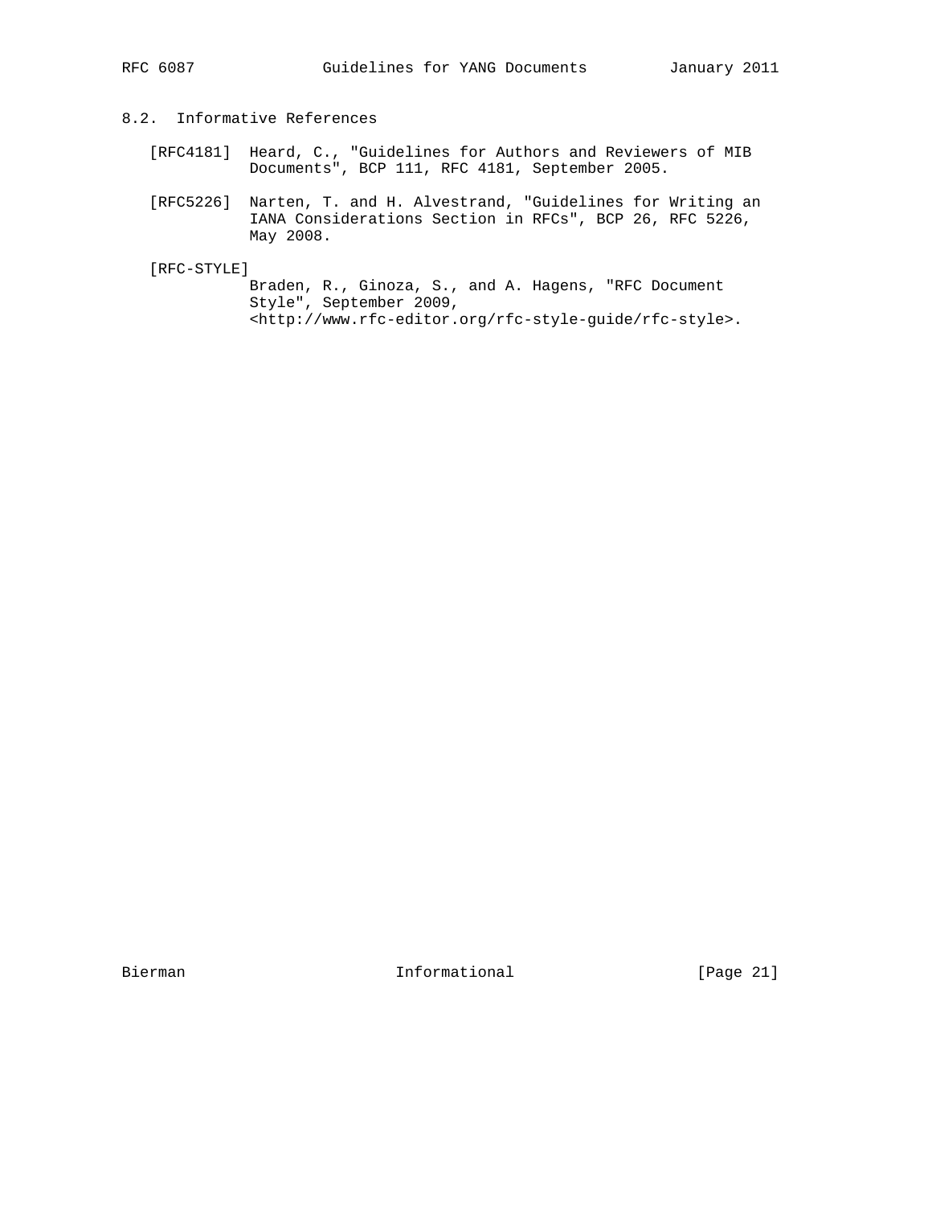## 8.2. Informative References

[RFC4181] Heard, C., "Guidelines for Authors and Reviewers of MIB Documents", BCP 111, RFC 4181, September 2005.

[RFC5226] Narten, T. and H. Alvestrand, "Guidelines for Writing an IANA Considerations Section in RFCs", BCP 26, RFC 5226, May 2008.

[RFC-STYLE] Braden, R., Ginoza, S., and A. Hagens, "RFC Document Style", September 2009, <http://www.rfc-editor.org/rfc-style-guide/rfc-style>.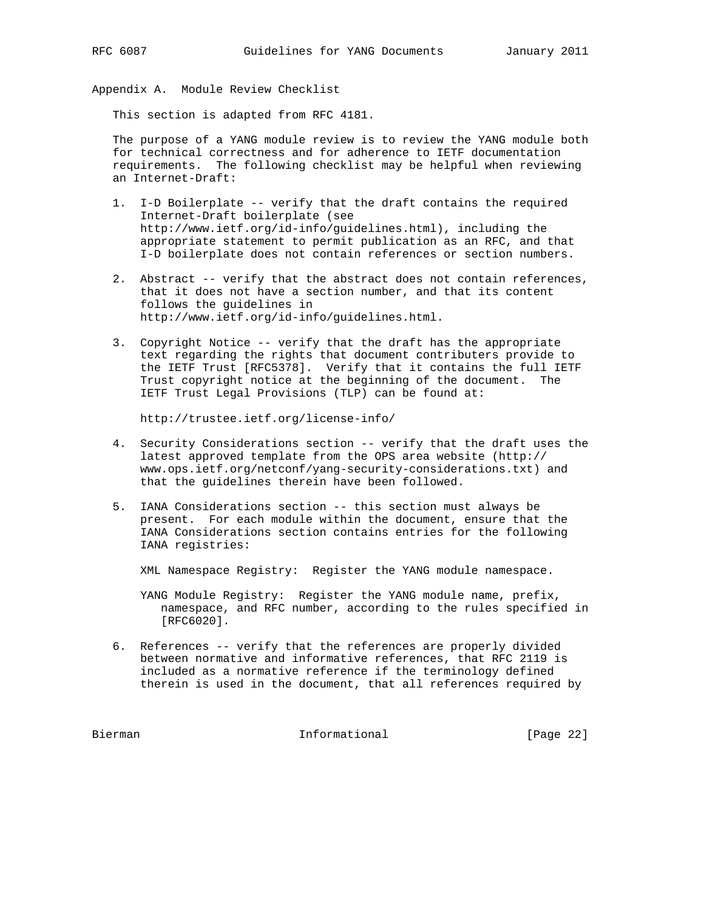# Appendix A. Module Review Checklist

This section is adapted from RFC 4181.

The purpose of a YANG module review is to review the YANG module both for technical correctness and for adherence to IETF documentation requirements. The following checklist may be helpful when reviewing an Internet-Draft:

1. I-D Boilerplate -- verify that the draft contains the required Internet-Draft boilerplate (see http://www.ietf.org/id-info/guidelines.html), including the appropriate statement to permit publication as an RFC, and that I-D boilerplate does not contain references or section numbers.

2. Abstract -- verify that the abstract does not contain references, that it does not have a section number, and that its content follows the guidelines in http://www.ietf.org/id-info/guidelines.html.

3. Copyright Notice -- verify that the draft has the appropriate text regarding the rights that document contributers provide to the IETF Trust [RFC5378]. Verify that it contains the full IETF Trust copyright notice at the beginning of the document. The IETF Trust Legal Provisions (TLP) can be found at:

   http://trustee.ietf.org/license-info/

4. Security Considerations section -- verify that the draft uses the latest approved template from the OPS area website (http://www.ops.ietf.org/netconf/yang-security-considerations.txt) and that the guidelines therein have been followed.

5. IANA Considerations section -- this section must always be present. For each module within the document, ensure that the IANA Considerations section contains entries for the following IANA registries:

   XML Namespace Registry: Register the YANG module namespace.

   YANG Module Registry: Register the YANG module name, prefix, namespace, and RFC number, according to the rules specified in [RFC6020].

6. References -- verify that the references are properly divided between normative and informative references, that RFC 2119 is included as a normative reference if the terminology defined therein is used in the document, that all references required by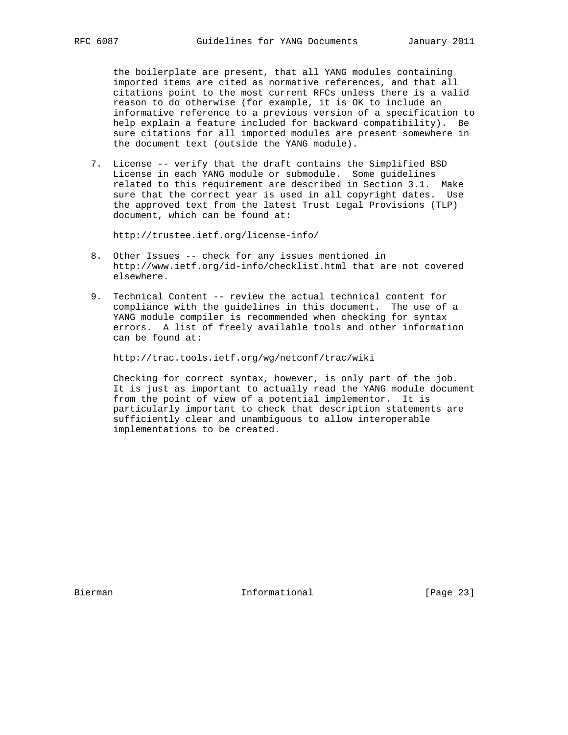the boilerplate are present, that all YANG modules containing imported items are cited as normative references, and that all citations point to the most current RFCs unless there is a valid reason to do otherwise (for example, it is OK to include an informative reference to a previous version of a specification to help explain a feature included for backward compatibility). Be sure citations for all imported modules are present somewhere in the document text (outside the YANG module).

7. License -- verify that the draft contains the Simplified BSD License in each YANG module or submodule. Some guidelines related to this requirement are described in Section 3.1. Make sure that the correct year is used in all copyright dates. Use the approved text from the latest Trust Legal Provisions (TLP) document, which can be found at:

   http://trustee.ietf.org/license-info/

8. Other Issues -- check for any issues mentioned in http://www.ietf.org/id-info/checklist.html that are not covered elsewhere.

9. Technical Content -- review the actual technical content for compliance with the guidelines in this document. The use of a YANG module compiler is recommended when checking for syntax errors. A list of freely available tools and other information can be found at:

   http://trac.tools.ietf.org/wg/netconf/trac/wiki

   Checking for correct syntax, however, is only part of the job. It is just as important to actually read the YANG module document from the point of view of a potential implementor. It is particularly important to check that description statements are sufficiently clear and unambiguous to allow interoperable implementations to be created.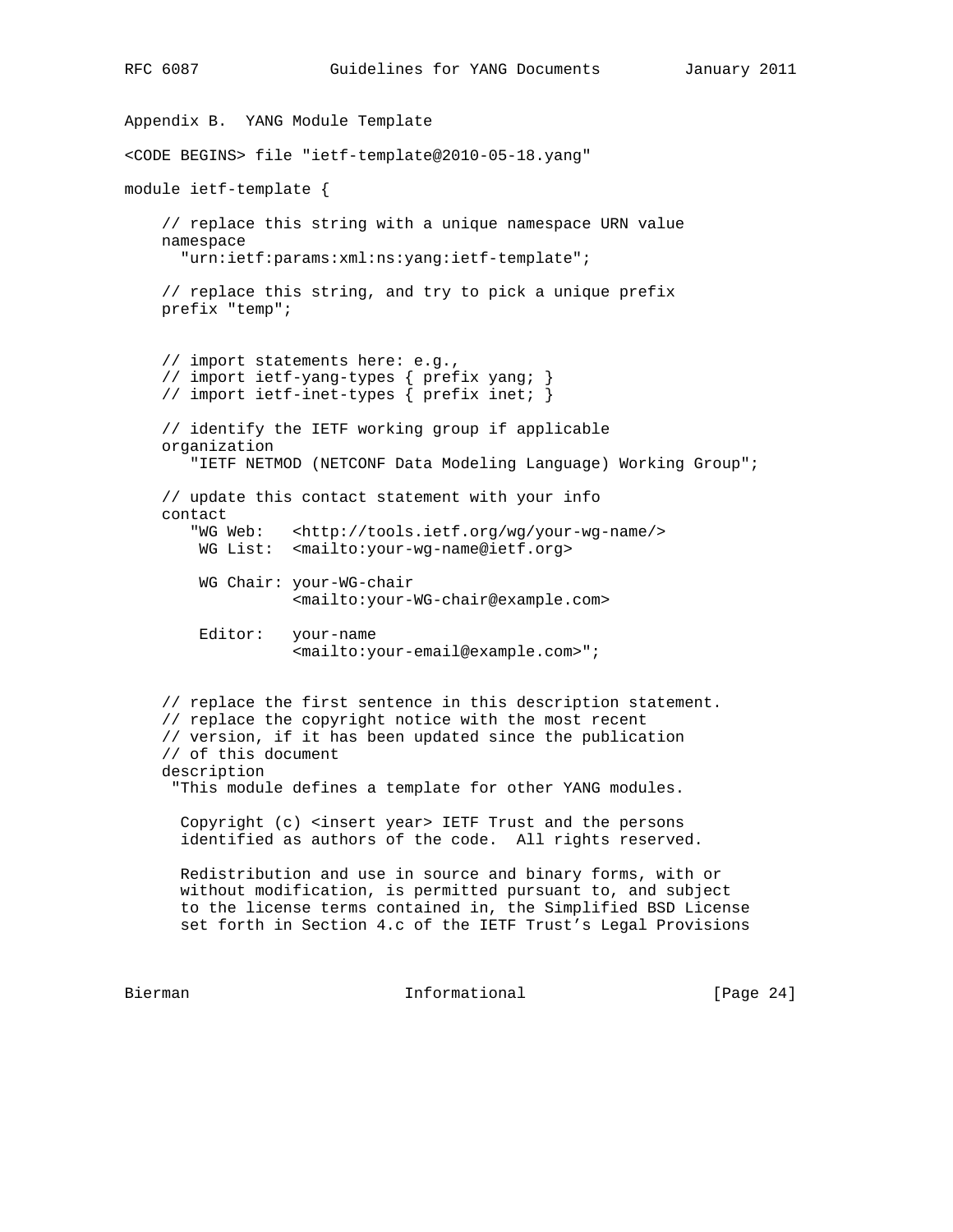## Appendix B.  YANG Module Template

<CODE BEGINS> file "ietf-template@2010-05-18.yang"

```
module ietf-template {

    // replace this string with a unique namespace URN value
    namespace
      "urn:ietf:params:xml:ns:yang:ietf-template";

    // replace this string, and try to pick a unique prefix
    prefix "temp";


    // import statements here: e.g.,
    // import ietf-yang-types { prefix yang; }
    // import ietf-inet-types { prefix inet; }

    // identify the IETF working group if applicable
    organization
       "IETF NETMOD (NETCONF Data Modeling Language) Working Group";

    // update this contact statement with your info
    contact
       "WG Web:   <http://tools.ietf.org/wg/your-wg-name/>
        WG List:  <mailto:your-wg-name@ietf.org>

        WG Chair: your-WG-chair
                  <mailto:your-WG-chair@example.com>

        Editor:   your-name
                  <mailto:your-email@example.com>";


    // replace the first sentence in this description statement.
    // replace the copyright notice with the most recent
    // version, if it has been updated since the publication
    // of this document
    description
     "This module defines a template for other YANG modules.

      Copyright (c) <insert year> IETF Trust and the persons
      identified as authors of the code.  All rights reserved.

      Redistribution and use in source and binary forms, with or
      without modification, is permitted pursuant to, and subject
      to the license terms contained in, the Simplified BSD License
      set forth in Section 4.c of the IETF Trust's Legal Provisions
```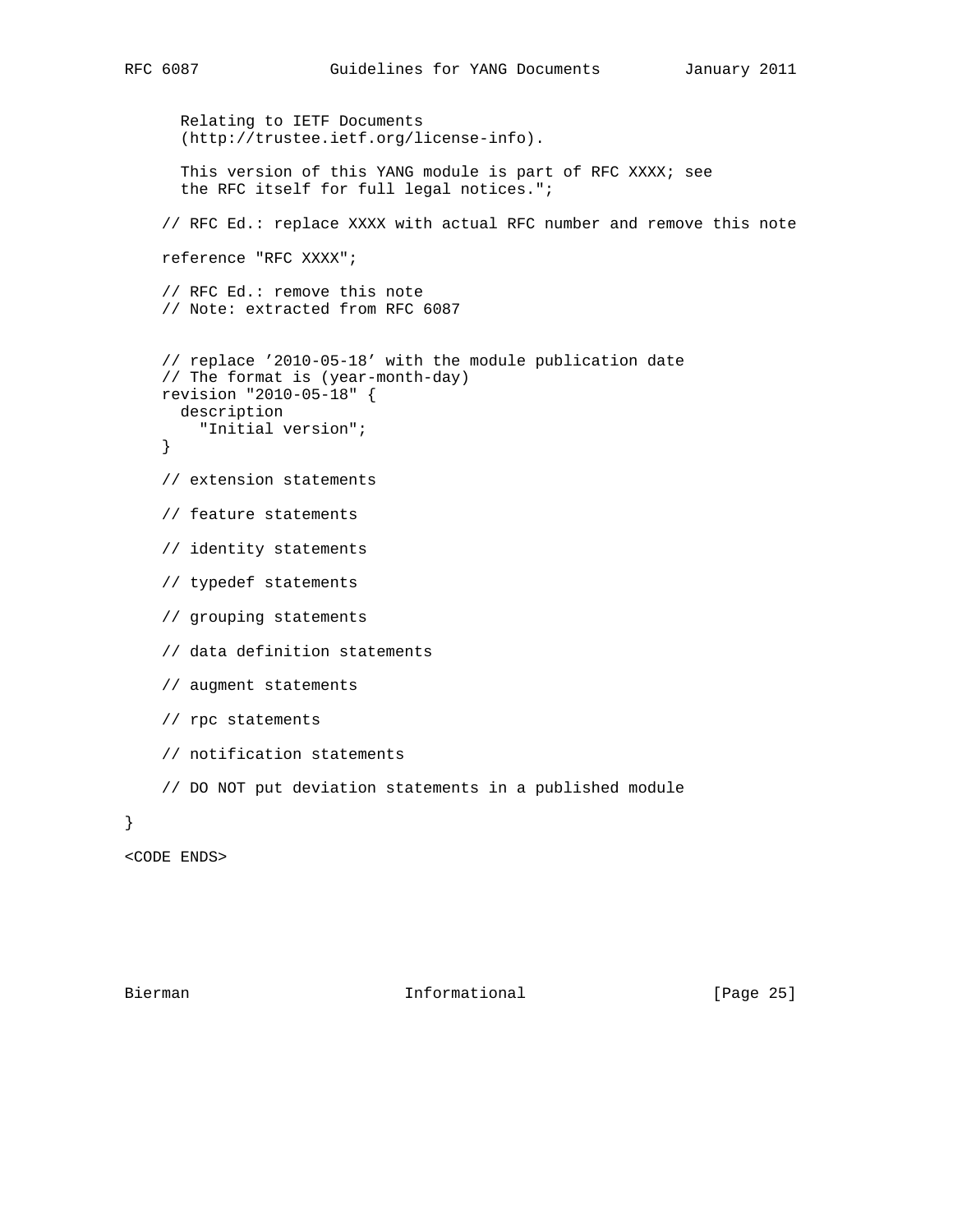```
      Relating to IETF Documents
      (http://trustee.ietf.org/license-info).

      This version of this YANG module is part of RFC XXXX; see
      the RFC itself for full legal notices.";

    // RFC Ed.: replace XXXX with actual RFC number and remove this note

    reference "RFC XXXX";

    // RFC Ed.: remove this note
    // Note: extracted from RFC 6087


    // replace '2010-05-18' with the module publication date
    // The format is (year-month-day)
    revision "2010-05-18" {
      description
        "Initial version";
    }

    // extension statements

    // feature statements

    // identity statements

    // typedef statements

    // grouping statements

    // data definition statements

    // augment statements

    // rpc statements

    // notification statements

    // DO NOT put deviation statements in a published module

}

<CODE ENDS>
```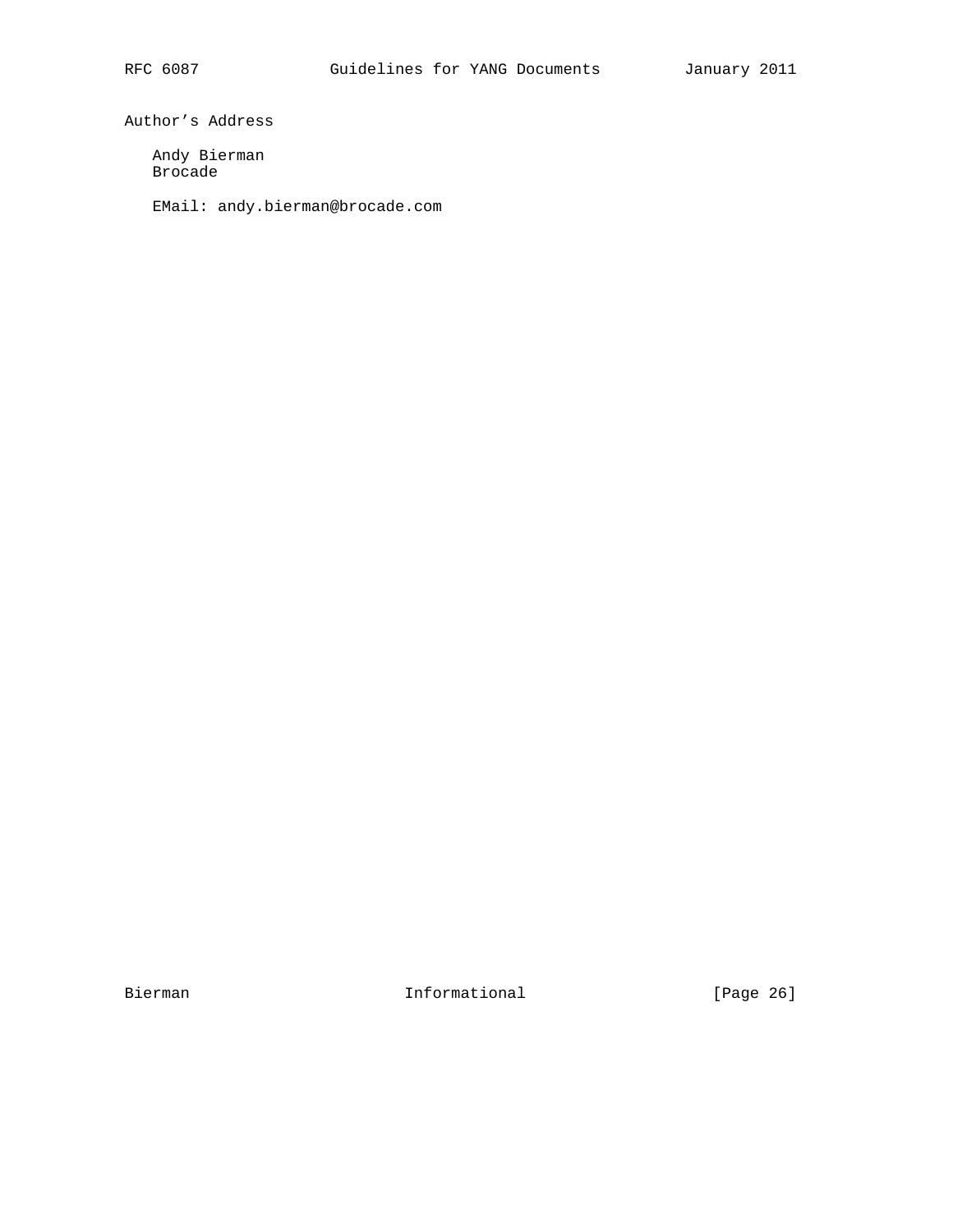## Author's Address

Andy Bierman
Brocade

EMail: andy.bierman@brocade.com